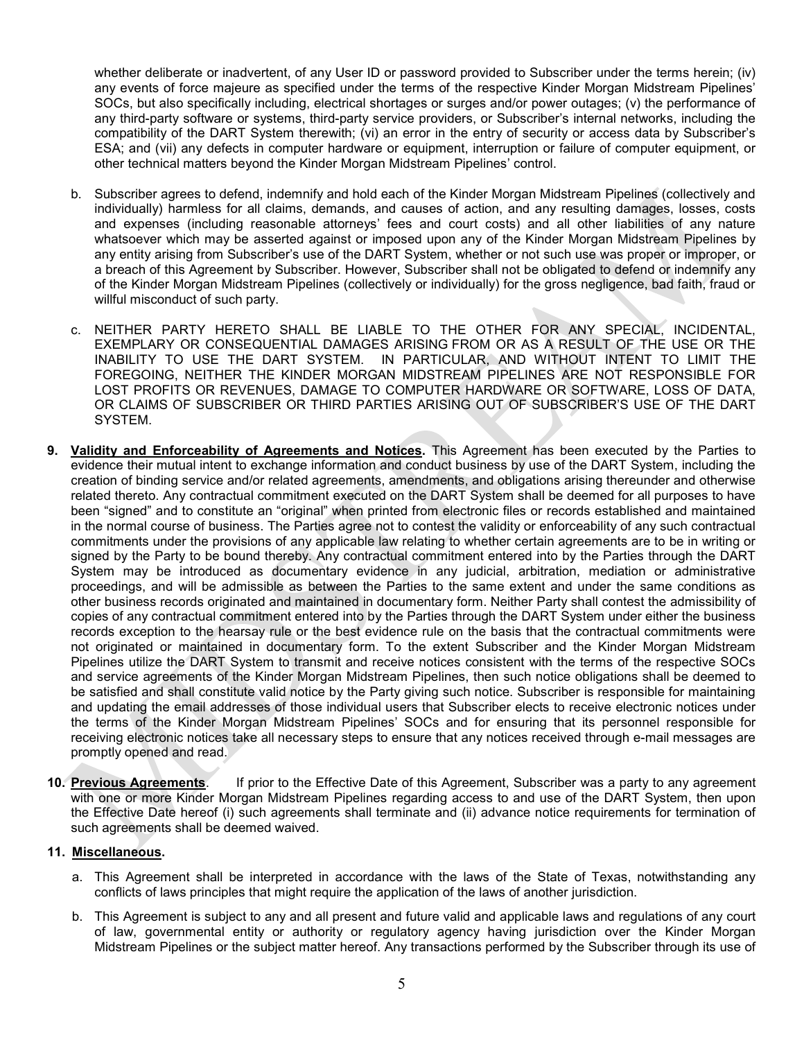whether deliberate or inadvertent, of any User ID or password provided to Subscriber under the terms herein; (iv) any events of force majeure as specified under the terms of the respective Kinder Morgan Midstream Pipelines' SOCs, but also specifically including, electrical shortages or surges and/or power outages; (v) the performance of any third-party software or systems, third-party service providers, or Subscriber's internal networks, including the compatibility of the DART System therewith; (vi) an error in the entry of security or access data by Subscriber's ESA; and (vii) any defects in computer hardware or equipment, interruption or failure of computer equipment, or other technical matters beyond the Kinder Morgan Midstream Pipelines' control.

b. Subscriber agrees to defend, indemnify and hold each of the Kinder Morgan Midstream Pipelines (collectively and individually) harmless for all claims, demands, and causes of action, and any resulting damages, losses, costs and expenses (including reasonable attorneys' fees and court costs) and all other liabilities of any nature whatsoever which may be asserted against or imposed upon any of the Kinder Morgan Midstream Pipelines by any entity arising from Subscriber's use of the DART System, whether or not such use was proper or improper, or a breach of this Agreement by Subscriber. However, Subscriber shall not be obligated to defend or indemnify any of the Kinder Morgan Midstream Pipelines (collectively or individually) for the gross negligence, bad faith, fraud or willful misconduct of such party.

c. NEITHER PARTY HERETO SHALL BE LIABLE TO THE OTHER FOR ANY SPECIAL, INCIDENTAL, EXEMPLARY OR CONSEQUENTIAL DAMAGES ARISING FROM OR AS A RESULT OF THE USE OR THE INABILITY TO USE THE DART SYSTEM. IN PARTICULAR, AND WITHOUT INTENT TO LIMIT THE FOREGOING, NEITHER THE KINDER MORGAN MIDSTREAM PIPELINES ARE NOT RESPONSIBLE FOR LOST PROFITS OR REVENUES, DAMAGE TO COMPUTER HARDWARE OR SOFTWARE, LOSS OF DATA, OR CLAIMS OF SUBSCRIBER OR THIRD PARTIES ARISING OUT OF SUBSCRIBER'S USE OF THE DART SYSTEM.

**9. <u>Validity and Enforceability of Agreements and Notices</u>.** This Agreement has been executed by the Parties to evidence their mutual intent to exchange information and conduct business by use of the DART System, including the creation of binding service and/or related agreements, amendments, and obligations arising thereunder and otherwise related thereto. Any contractual commitment executed on the DART System shall be deemed for all purposes to have been "signed" and to constitute an "original" when printed from electronic files or records established and maintained in the normal course of business. The Parties agree not to contest the validity or enforceability of any such contractual commitments under the provisions of any applicable law relating to whether certain agreements are to be in writing or signed by the Party to be bound thereby. Any contractual commitment entered into by the Parties through the DART System may be introduced as documentary evidence in any judicial, arbitration, mediation or administrative proceedings, and will be admissible as between the Parties to the same extent and under the same conditions as other business records originated and maintained in documentary form. Neither Party shall contest the admissibility of copies of any contractual commitment entered into by the Parties through the DART System under either the business records exception to the hearsay rule or the best evidence rule on the basis that the contractual commitments were not originated or maintained in documentary form. To the extent Subscriber and the Kinder Morgan Midstream Pipelines utilize the DART System to transmit and receive notices consistent with the terms of the respective SOCs and service agreements of the Kinder Morgan Midstream Pipelines, then such notice obligations shall be deemed to be satisfied and shall constitute valid notice by the Party giving such notice. Subscriber is responsible for maintaining and updating the email addresses of those individual users that Subscriber elects to receive electronic notices under the terms of the Kinder Morgan Midstream Pipelines' SOCs and for ensuring that its personnel responsible for receiving electronic notices take all necessary steps to ensure that any notices received through e-mail messages are promptly opened and read.

**10. <u>Previous Agreements</u>.** If prior to the Effective Date of this Agreement, Subscriber was a party to any agreement with one or more Kinder Morgan Midstream Pipelines regarding access to and use of the DART System, then upon the Effective Date hereof (i) such agreements shall terminate and (ii) advance notice requirements for termination of such agreements shall be deemed waived.

**11. <u>Miscellaneous</u>.**

a. This Agreement shall be interpreted in accordance with the laws of the State of Texas, notwithstanding any conflicts of laws principles that might require the application of the laws of another jurisdiction.

b. This Agreement is subject to any and all present and future valid and applicable laws and regulations of any court of law, governmental entity or authority or regulatory agency having jurisdiction over the Kinder Morgan Midstream Pipelines or the subject matter hereof. Any transactions performed by the Subscriber through its use of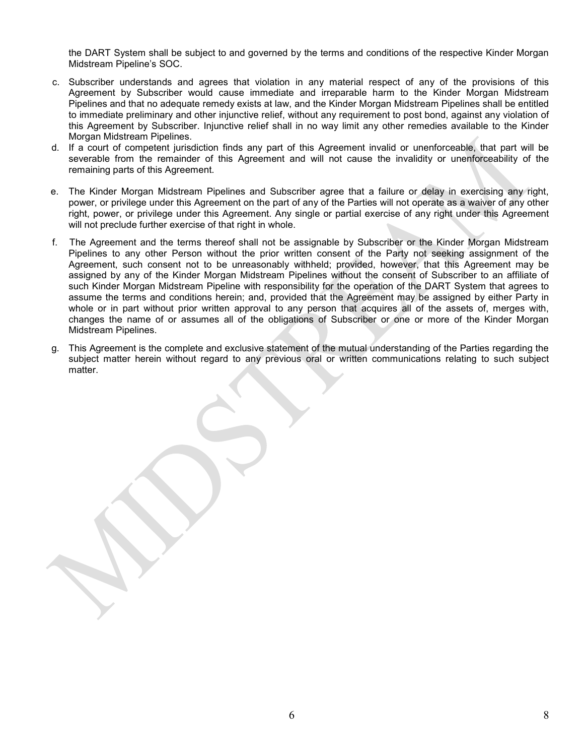the DART System shall be subject to and governed by the terms and conditions of the respective Kinder Morgan Midstream Pipeline's SOC.

c. Subscriber understands and agrees that violation in any material respect of any of the provisions of this Agreement by Subscriber would cause immediate and irreparable harm to the Kinder Morgan Midstream Pipelines and that no adequate remedy exists at law, and the Kinder Morgan Midstream Pipelines shall be entitled to immediate preliminary and other injunctive relief, without any requirement to post bond, against any violation of this Agreement by Subscriber. Injunctive relief shall in no way limit any other remedies available to the Kinder Morgan Midstream Pipelines.

d. If a court of competent jurisdiction finds any part of this Agreement invalid or unenforceable, that part will be severable from the remainder of this Agreement and will not cause the invalidity or unenforceability of the remaining parts of this Agreement.

e. The Kinder Morgan Midstream Pipelines and Subscriber agree that a failure or delay in exercising any right, power, or privilege under this Agreement on the part of any of the Parties will not operate as a waiver of any other right, power, or privilege under this Agreement. Any single or partial exercise of any right under this Agreement will not preclude further exercise of that right in whole.

f. The Agreement and the terms thereof shall not be assignable by Subscriber or the Kinder Morgan Midstream Pipelines to any other Person without the prior written consent of the Party not seeking assignment of the Agreement, such consent not to be unreasonably withheld; provided, however, that this Agreement may be assigned by any of the Kinder Morgan Midstream Pipelines without the consent of Subscriber to an affiliate of such Kinder Morgan Midstream Pipeline with responsibility for the operation of the DART System that agrees to assume the terms and conditions herein; and, provided that the Agreement may be assigned by either Party in whole or in part without prior written approval to any person that acquires all of the assets of, merges with, changes the name of or assumes all of the obligations of Subscriber or one or more of the Kinder Morgan Midstream Pipelines.

g. This Agreement is the complete and exclusive statement of the mutual understanding of the Parties regarding the subject matter herein without regard to any previous oral or written communications relating to such subject matter.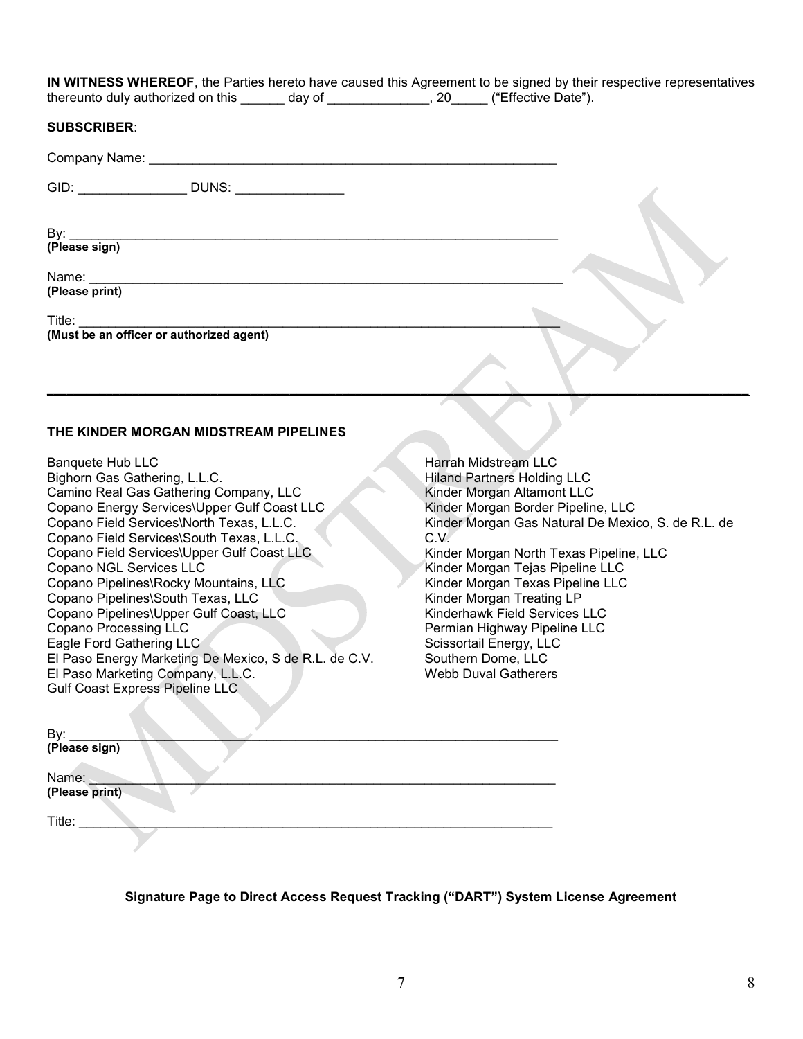**IN WITNESS WHEREOF**, the Parties hereto have caused this Agreement to be signed by their respective representatives thereunto duly authorized on this ______ day of ______________, 20_____ ("Effective Date").

**SUBSCRIBER**:

Company Name: ___________________________________________________________

GID: _______________ DUNS: _______________

By: ____________________________________________________________________
**(Please sign)**

Name: __________________________________________________________________
**(Please print)**

Title: ___________________________________________________________________
**(Must be an officer or authorized agent)**

---

**THE KINDER MORGAN MIDSTREAM PIPELINES**

Banquete Hub LLC
Bighorn Gas Gathering, L.L.C.
Camino Real Gas Gathering Company, LLC
Copano Energy Services\Upper Gulf Coast LLC
Copano Field Services\North Texas, L.L.C.
Copano Field Services\South Texas, L.L.C.
Copano Field Services\Upper Gulf Coast LLC
Copano NGL Services LLC
Copano Pipelines\Rocky Mountains, LLC
Copano Pipelines\South Texas, LLC
Copano Pipelines\Upper Gulf Coast, LLC
Copano Processing LLC
Eagle Ford Gathering LLC
El Paso Energy Marketing De Mexico, S de R.L. de C.V.
El Paso Marketing Company, L.L.C.
Gulf Coast Express Pipeline LLC
Harrah Midstream LLC
Hiland Partners Holding LLC
Kinder Morgan Altamont LLC
Kinder Morgan Border Pipeline, LLC
Kinder Morgan Gas Natural De Mexico, S. de R.L. de C.V.
Kinder Morgan North Texas Pipeline, LLC
Kinder Morgan Tejas Pipeline LLC
Kinder Morgan Texas Pipeline LLC
Kinder Morgan Treating LP
Kinderhawk Field Services LLC
Permian Highway Pipeline LLC
Scissortail Energy, LLC
Southern Dome, LLC
Webb Duval Gatherers

By: ____________________________________________________________________
**(Please sign)**

Name: __________________________________________________________________
**(Please print)**

Title: ___________________________________________________________________

**Signature Page to Direct Access Request Tracking ("DART") System License Agreement**